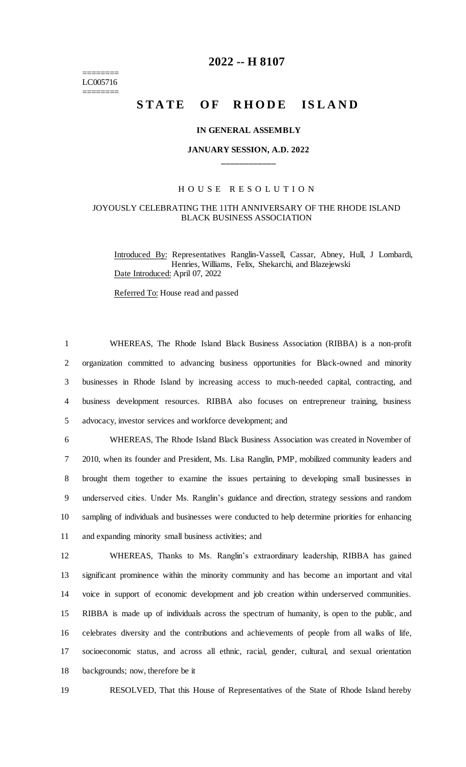# 2022 -- H 8107

========
LC005716
========

## STATE OF RHODE ISLAND

### IN GENERAL ASSEMBLY

### JANUARY SESSION, A.D. 2022

\_\_\_\_\_\_\_\_\_\_\_\_

### HOUSE RESOLUTION

JOYOUSLY CELEBRATING THE 11TH ANNIVERSARY OF THE RHODE ISLAND BLACK BUSINESS ASSOCIATION

Introduced By: Representatives Ranglin-Vassell, Cassar, Abney, Hull, J Lombardi, Henries, Williams, Felix, Shekarchi, and Blazejewski

Date Introduced: April 07, 2022

Referred To: House read and passed

1 WHEREAS, The Rhode Island Black Business Association (RIBBA) is a non-profit
2 organization committed to advancing business opportunities for Black-owned and minority
3 businesses in Rhode Island by increasing access to much-needed capital, contracting, and
4 business development resources. RIBBA also focuses on entrepreneur training, business
5 advocacy, investor services and workforce development; and

6 WHEREAS, The Rhode Island Black Business Association was created in November of
7 2010, when its founder and President, Ms. Lisa Ranglin, PMP, mobilized community leaders and
8 brought them together to examine the issues pertaining to developing small businesses in
9 underserved cities. Under Ms. Ranglin's guidance and direction, strategy sessions and random
10 sampling of individuals and businesses were conducted to help determine priorities for enhancing
11 and expanding minority small business activities; and

12 WHEREAS, Thanks to Ms. Ranglin's extraordinary leadership, RIBBA has gained
13 significant prominence within the minority community and has become an important and vital
14 voice in support of economic development and job creation within underserved communities.
15 RIBBA is made up of individuals across the spectrum of humanity, is open to the public, and
16 celebrates diversity and the contributions and achievements of people from all walks of life,
17 socioeconomic status, and across all ethnic, racial, gender, cultural, and sexual orientation
18 backgrounds; now, therefore be it

19 RESOLVED, That this House of Representatives of the State of Rhode Island hereby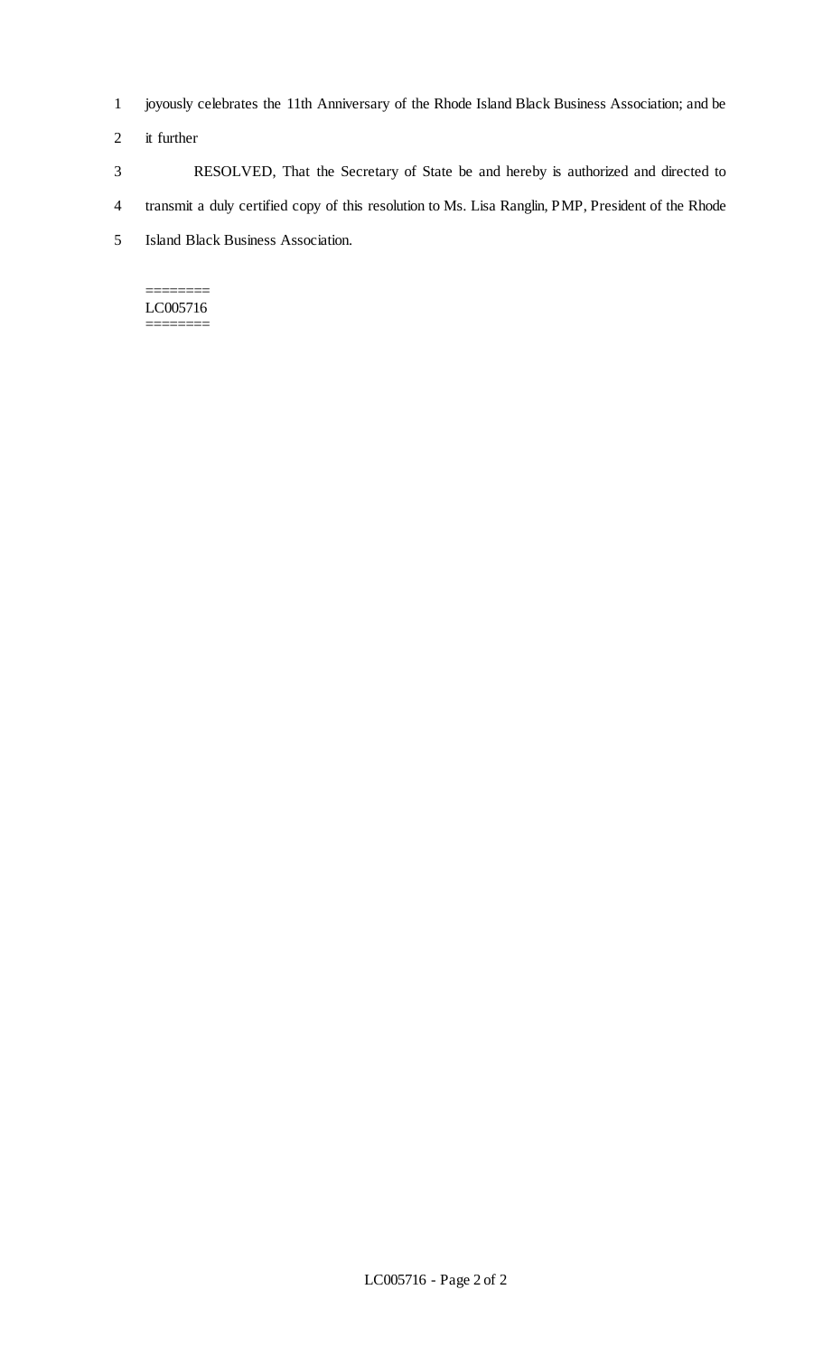joyously celebrates the 11th Anniversary of the Rhode Island Black Business Association; and be it further

RESOLVED, That the Secretary of State be and hereby is authorized and directed to transmit a duly certified copy of this resolution to Ms. Lisa Ranglin, PMP, President of the Rhode Island Black Business Association.

========
LC005716
========